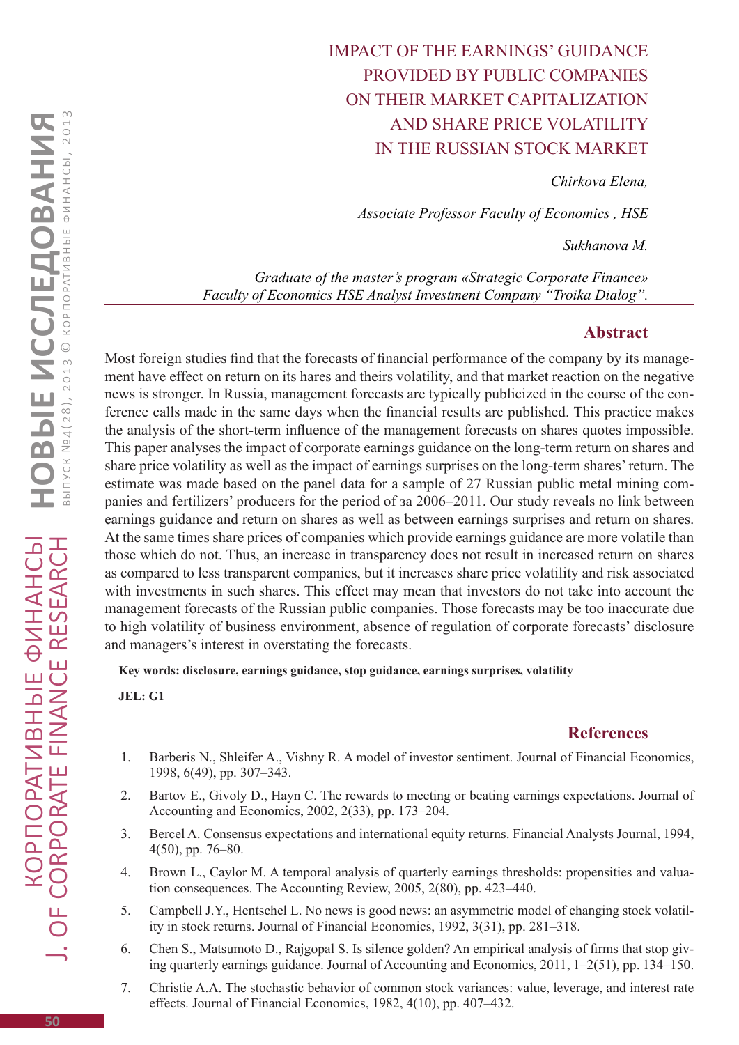# IMPACT OF THE EARNINGS' GUIDANCE PROVIDED BY PUBLIC COMPANIES ON THEIR MARKET CAPITALIZATION AND SHARE PRICE VOLATILITY IN THE RUSSIAN STOCK MARKET

*Chirkova Elena,*

*Associate Professor Faculty of Economics , HSE*

*Sukhanova M.*

*Graduate of the master's program «Strategic Corporate Finance» Faculty of Economics HSE Analyst Investment Company "Troika Dialog".*

## Abstract

Most foreign studies find that the forecasts of financial performance of the company by its management have effect on return on its hares and theirs volatility, and that market reaction on the negative news is stronger. In Russia, management forecasts are typically publicized in the course of the conference calls made in the same days when the financial results are published. This practice makes the analysis of the short-term influence of the management forecasts on shares quotes impossible. This paper analyses the impact of corporate earnings guidance on the long-term return on shares and share price volatility as well as the impact of earnings surprises on the long-term shares' return. The estimate was made based on the panel data for a sample of 27 Russian public metal mining companies and fertilizers' producers for the period of за 2006–2011. Our study reveals no link between earnings guidance and return on shares as well as between earnings surprises and return on shares. At the same times share prices of companies which provide earnings guidance are more volatile than those which do not. Thus, an increase in transparency does not result in increased return on shares as compared to less transparent companies, but it increases share price volatility and risk associated with investments in such shares. This effect may mean that investors do not take into account the management forecasts of the Russian public companies. Those forecasts may be too inaccurate due to high volatility of business environment, absence of regulation of corporate forecasts' disclosure and managers's interest in overstating the forecasts.

**Key words: disclosure, earnings guidance, stop guidance, earnings surprises, volatility**

**JEL: G1**

## References

1. Barberis N., Shleifer A., Vishny R. A model of investor sentiment. Journal of Financial Economics, 1998, 6(49), pp. 307–343.
2. Bartov E., Givoly D., Hayn C. The rewards to meeting or beating earnings expectations. Journal of Accounting and Economics, 2002, 2(33), pp. 173–204.
3. Bercel A. Consensus expectations and international equity returns. Financial Analysts Journal, 1994, 4(50), pp. 76–80.
4. Brown L., Caylor M. A temporal analysis of quarterly earnings thresholds: propensities and valuation consequences. The Accounting Review, 2005, 2(80), pp. 423–440.
5. Campbell J.Y., Hentschel L. No news is good news: an asymmetric model of changing stock volatility in stock returns. Journal of Financial Economics, 1992, 3(31), pp. 281–318.
6. Chen S., Matsumoto D., Rajgopal S. Is silence golden? An empirical analysis of firms that stop giving quarterly earnings guidance. Journal of Accounting and Economics, 2011, 1–2(51), pp. 134–150.
7. Christie A.A. The stochastic behavior of common stock variances: value, leverage, and interest rate effects. Journal of Financial Economics, 1982, 4(10), pp. 407–432.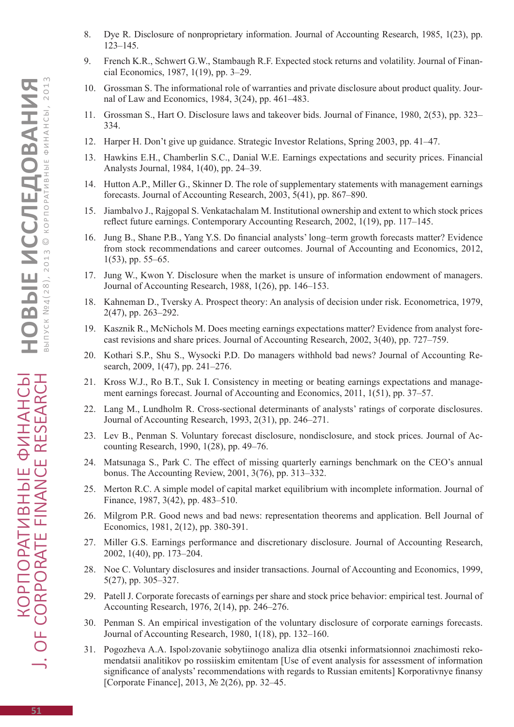8. Dye R. Disclosure of nonproprietary information. Journal of Accounting Research, 1985, 1(23), pp. 123–145.
9. French K.R., Schwert G.W., Stambaugh R.F. Expected stock returns and volatility. Journal of Financial Economics, 1987, 1(19), pp. 3–29.
10. Grossman S. The informational role of warranties and private disclosure about product quality. Journal of Law and Economics, 1984, 3(24), pp. 461–483.
11. Grossman S., Hart O. Disclosure laws and takeover bids. Journal of Finance, 1980, 2(53), pp. 323–334.
12. Harper H. Don't give up guidance. Strategic Investor Relations, Spring 2003, pp. 41–47.
13. Hawkins E.H., Chamberlin S.C., Danial W.E. Earnings expectations and security prices. Financial Analysts Journal, 1984, 1(40), pp. 24–39.
14. Hutton A.P., Miller G., Skinner D. The role of supplementary statements with management earnings forecasts. Journal of Accounting Research, 2003, 5(41), pp. 867–890.
15. Jiambalvo J., Rajgopal S. Venkatachalam M. Institutional ownership and extent to which stock prices reflect future earnings. Contemporary Accounting Research, 2002, 1(19), pp. 117–145.
16. Jung B., Shane P.B., Yang Y.S. Do financial analysts' long–term growth forecasts matter? Evidence from stock recommendations and career outcomes. Journal of Accounting and Economics, 2012, 1(53), pp. 55–65.
17. Jung W., Kwon Y. Disclosure when the market is unsure of information endowment of managers. Journal of Accounting Research, 1988, 1(26), pp. 146–153.
18. Kahneman D., Tversky A. Prospect theory: An analysis of decision under risk. Econometrica, 1979, 2(47), pp. 263–292.
19. Kasznik R., McNichols M. Does meeting earnings expectations matter? Evidence from analyst forecast revisions and share prices. Journal of Accounting Research, 2002, 3(40), pp. 727–759.
20. Kothari S.P., Shu S., Wysocki P.D. Do managers withhold bad news? Journal of Accounting Research, 2009, 1(47), pp. 241–276.
21. Kross W.J., Ro B.T., Suk I. Consistency in meeting or beating earnings expectations and management earnings forecast. Journal of Accounting and Economics, 2011, 1(51), pp. 37–57.
22. Lang M., Lundholm R. Cross-sectional determinants of analysts' ratings of corporate disclosures. Journal of Accounting Research, 1993, 2(31), pp. 246–271.
23. Lev B., Penman S. Voluntary forecast disclosure, nondisclosure, and stock prices. Journal of Accounting Research, 1990, 1(28), pp. 49–76.
24. Matsunaga S., Park C. The effect of missing quarterly earnings benchmark on the CEO's annual bonus. The Accounting Review, 2001, 3(76), pp. 313–332.
25. Merton R.C. A simple model of capital market equilibrium with incomplete information. Journal of Finance, 1987, 3(42), pp. 483–510.
26. Milgrom P.R. Good news and bad news: representation theorems and application. Bell Journal of Economics, 1981, 2(12), pp. 380-391.
27. Miller G.S. Earnings performance and discretionary disclosure. Journal of Accounting Research, 2002, 1(40), pp. 173–204.
28. Noe C. Voluntary disclosures and insider transactions. Journal of Accounting and Economics, 1999, 5(27), pp. 305–327.
29. Patell J. Corporate forecasts of earnings per share and stock price behavior: empirical test. Journal of Accounting Research, 1976, 2(14), pp. 246–276.
30. Penman S. An empirical investigation of the voluntary disclosure of corporate earnings forecasts. Journal of Accounting Research, 1980, 1(18), pp. 132–160.
31. Pogozheva A.A. Ispol›zovanie sobytiinogo analiza dlia otsenki informatsionnoi znachimosti rekomendatsii analitikov po rossiiskim emitentam [Use of event analysis for assessment of information significance of analysts' recommendations with regards to Russian emitents] Korporativnye finansy [Corporate Finance], 2013, № 2(26), pp. 32–45.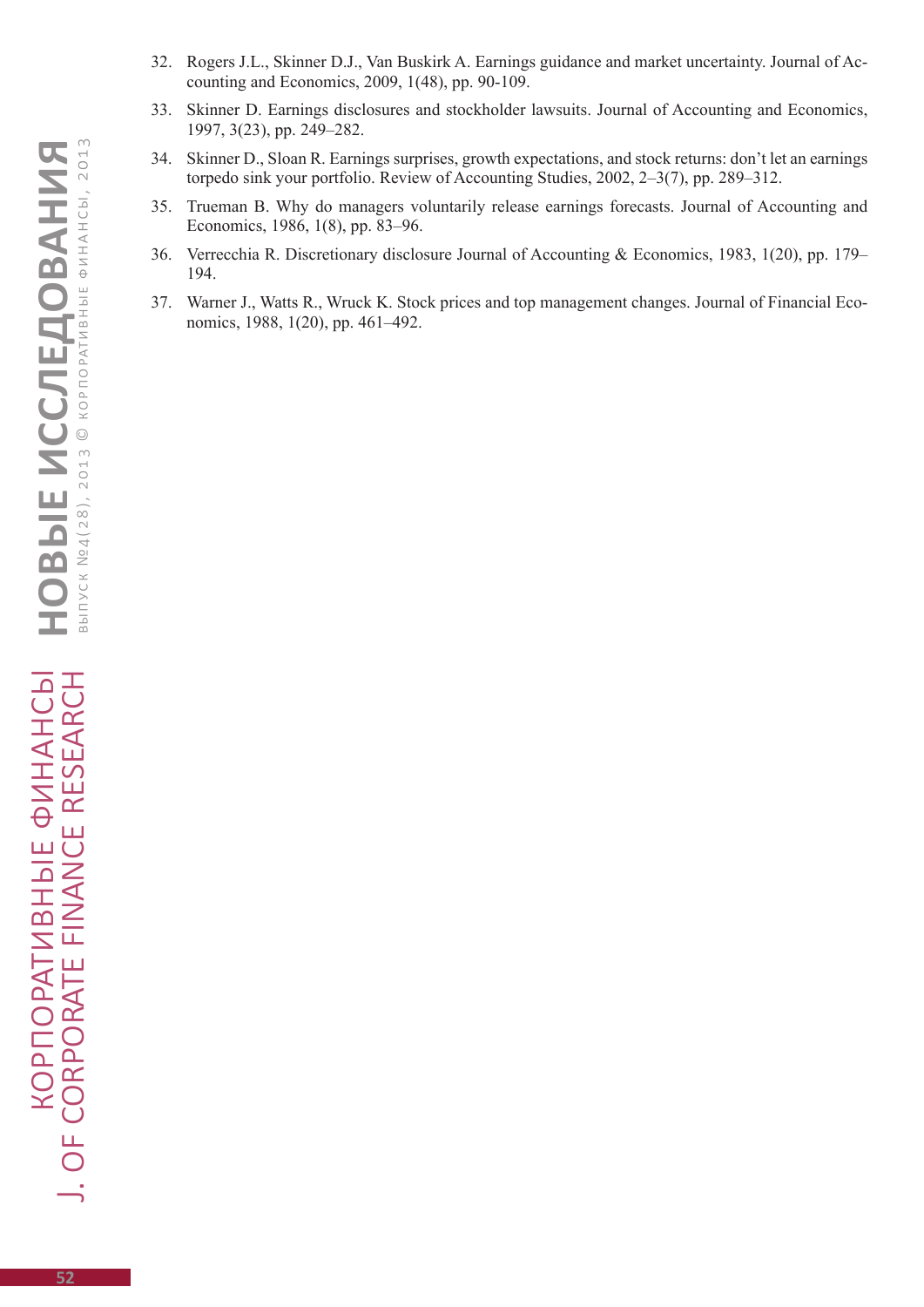32. Rogers J.L., Skinner D.J., Van Buskirk A. Earnings guidance and market uncertainty. Journal of Accounting and Economics, 2009, 1(48), pp. 90-109.
33. Skinner D. Earnings disclosures and stockholder lawsuits. Journal of Accounting and Economics, 1997, 3(23), pp. 249–282.
34. Skinner D., Sloan R. Earnings surprises, growth expectations, and stock returns: don't let an earnings torpedo sink your portfolio. Review of Accounting Studies, 2002, 2–3(7), pp. 289–312.
35. Trueman B. Why do managers voluntarily release earnings forecasts. Journal of Accounting and Economics, 1986, 1(8), pp. 83–96.
36. Verrecchia R. Discretionary disclosure Journal of Accounting & Economics, 1983, 1(20), pp. 179–194.
37. Warner J., Watts R., Wruck K. Stock prices and top management changes. Journal of Financial Economics, 1988, 1(20), pp. 461–492.